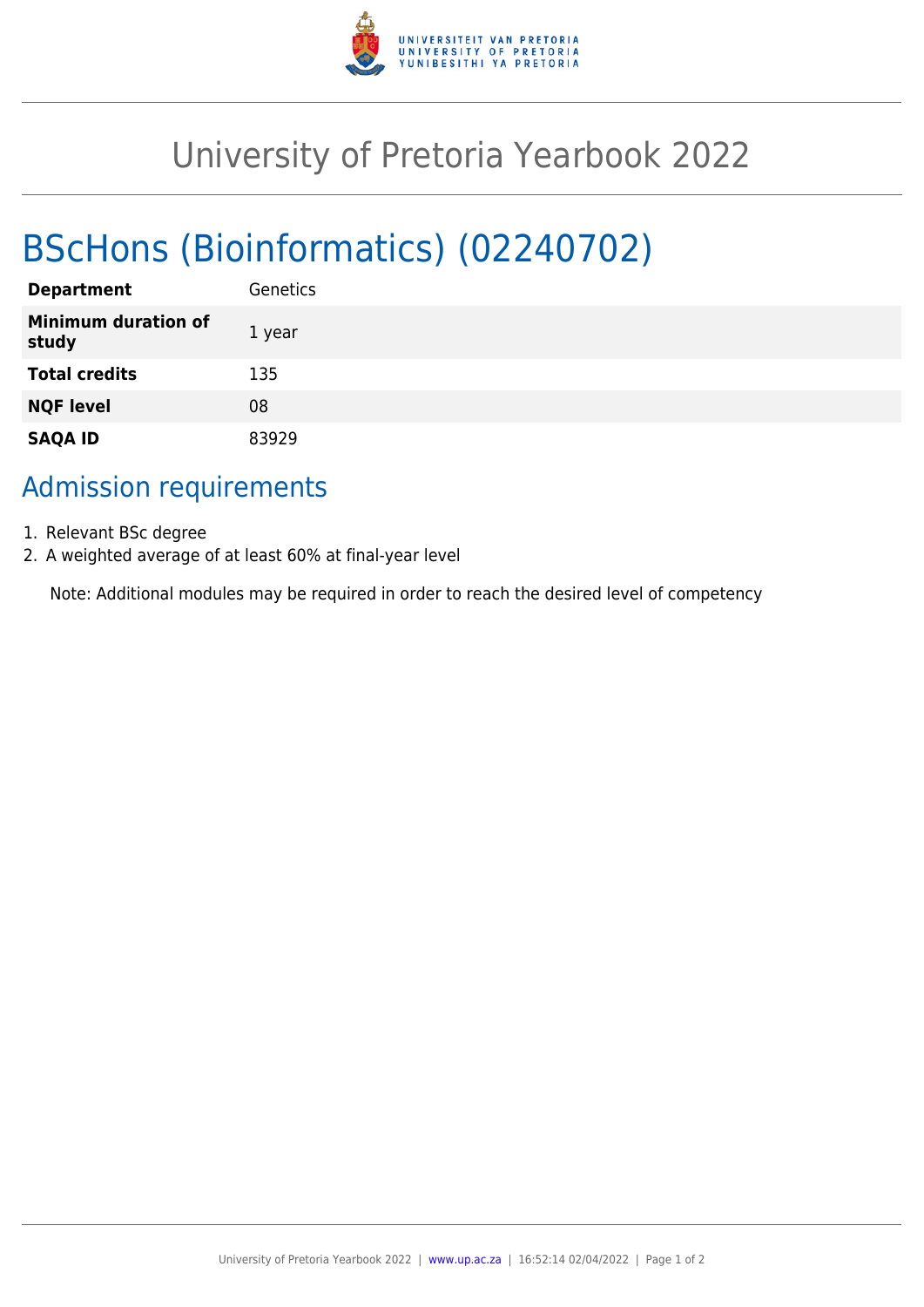# University of Pretoria Yearbook 2022

## BScHons (Bioinformatics) (02240702)

| | |
|---|---|
| **Department** | Genetics |
| **Minimum duration of study** | 1 year |
| **Total credits** | 135 |
| **NQF level** | 08 |
| **SAQA ID** | 83929 |

## Admission requirements

1. Relevant BSc degree
2. A weighted average of at least 60% at final-year level

Note: Additional modules may be required in order to reach the desired level of competency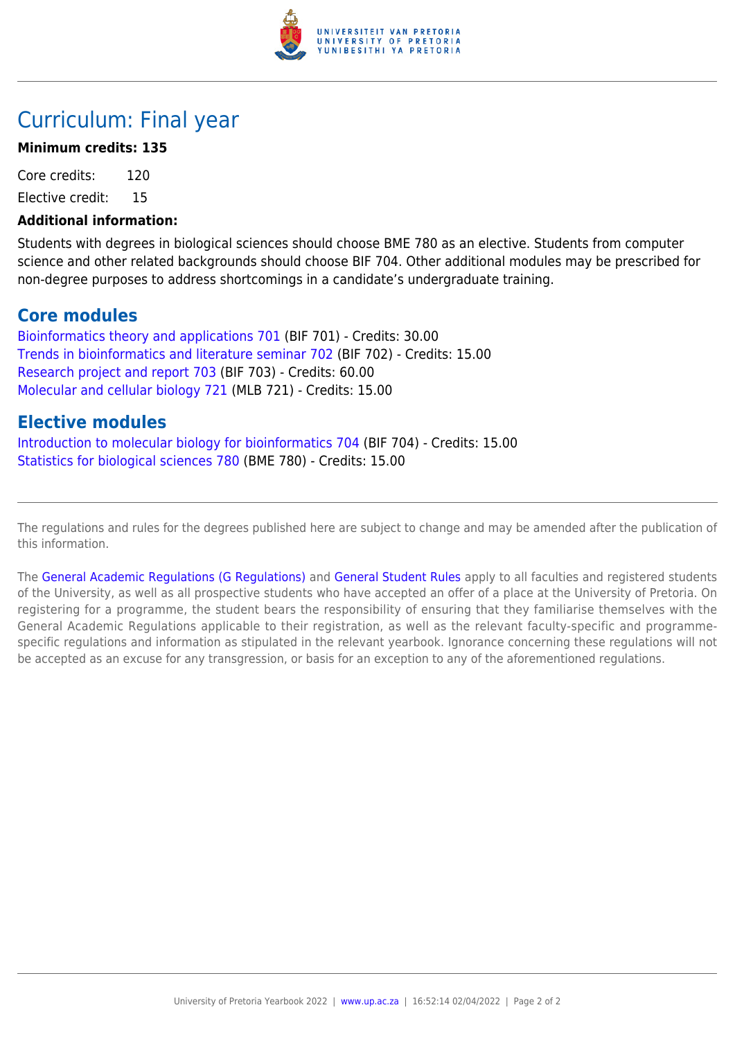# Curriculum: Final year

**Minimum credits: 135**

Core credits: 120

Elective credit: 15

**Additional information:**

Students with degrees in biological sciences should choose BME 780 as an elective. Students from computer science and other related backgrounds should choose BIF 704. Other additional modules may be prescribed for non-degree purposes to address shortcomings in a candidate's undergraduate training.

## Core modules

Bioinformatics theory and applications 701 (BIF 701) - Credits: 30.00
Trends in bioinformatics and literature seminar 702 (BIF 702) - Credits: 15.00
Research project and report 703 (BIF 703) - Credits: 60.00
Molecular and cellular biology 721 (MLB 721) - Credits: 15.00

## Elective modules

Introduction to molecular biology for bioinformatics 704 (BIF 704) - Credits: 15.00
Statistics for biological sciences 780 (BME 780) - Credits: 15.00

The regulations and rules for the degrees published here are subject to change and may be amended after the publication of this information.

The General Academic Regulations (G Regulations) and General Student Rules apply to all faculties and registered students of the University, as well as all prospective students who have accepted an offer of a place at the University of Pretoria. On registering for a programme, the student bears the responsibility of ensuring that they familiarise themselves with the General Academic Regulations applicable to their registration, as well as the relevant faculty-specific and programme-specific regulations and information as stipulated in the relevant yearbook. Ignorance concerning these regulations will not be accepted as an excuse for any transgression, or basis for an exception to any of the aforementioned regulations.